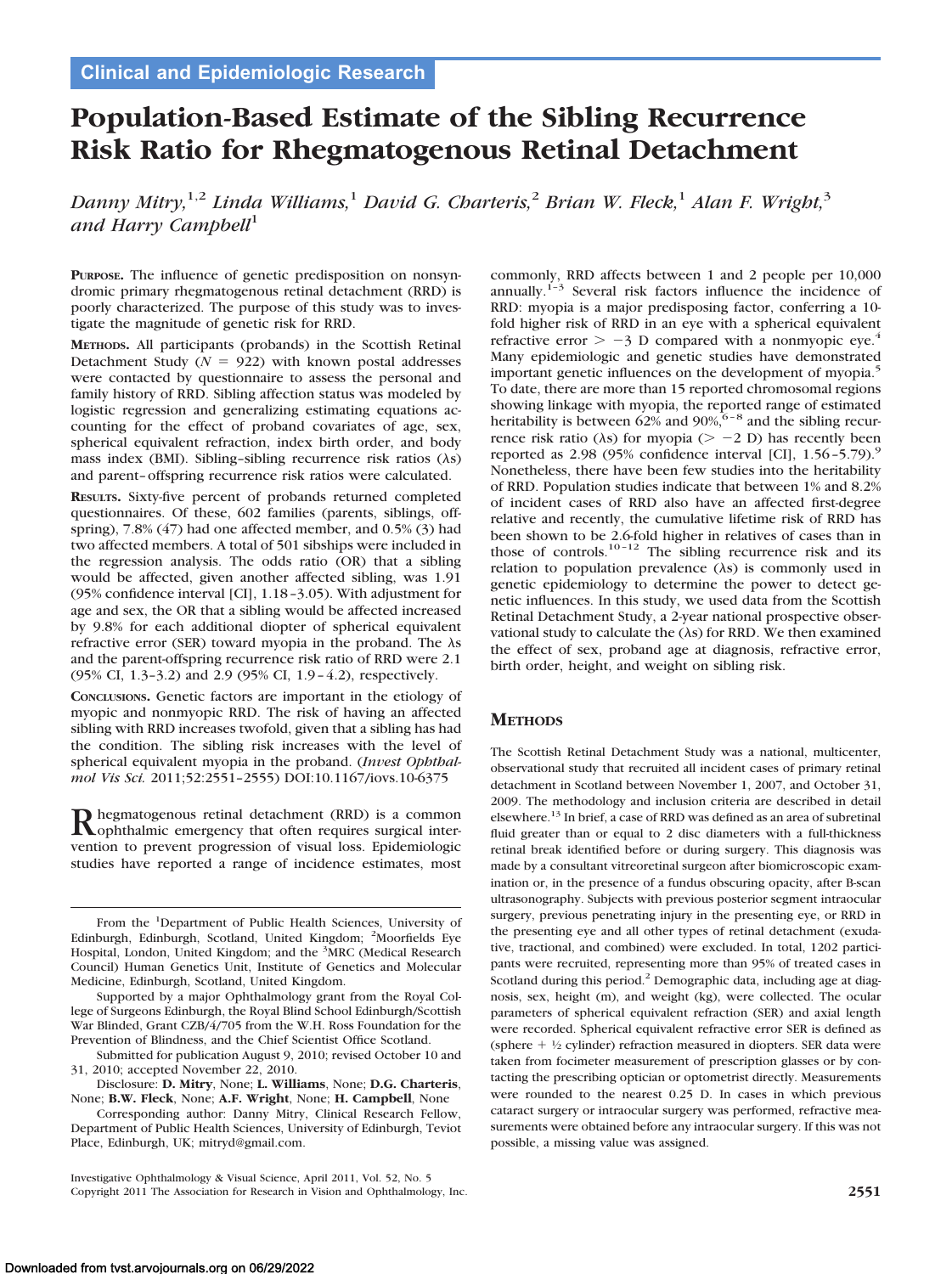Clinical and Epidemiologic Research

# Population-Based Estimate of the Sibling Recurrence Risk Ratio for Rhegmatogenous Retinal Detachment

*Danny Mitry,[1,2] Linda Williams,[1] David G. Charteris,[2] Brian W. Fleck,[1] Alan F. Wright,[3] and Harry Campbell[1]*

**PURPOSE.** The influence of genetic predisposition on nonsyndromic primary rhegmatogenous retinal detachment (RRD) is poorly characterized. The purpose of this study was to investigate the magnitude of genetic risk for RRD.

**METHODS.** All participants (probands) in the Scottish Retinal Detachment Study ($N = 922$) with known postal addresses were contacted by questionnaire to assess the personal and family history of RRD. Sibling affection status was modeled by logistic regression and generalizing estimating equations accounting for the effect of proband covariates of age, sex, spherical equivalent refraction, index birth order, and body mass index (BMI). Sibling–sibling recurrence risk ratios ($\lambda$s) and parent–offspring recurrence risk ratios were calculated.

**RESULTS.** Sixty-five percent of probands returned completed questionnaires. Of these, 602 families (parents, siblings, offspring), 7.8% (47) had one affected member, and 0.5% (3) had two affected members. A total of 501 sibships were included in the regression analysis. The odds ratio (OR) that a sibling would be affected, given another affected sibling, was 1.91 (95% confidence interval [CI], 1.18–3.05). With adjustment for age and sex, the OR that a sibling would be affected increased by 9.8% for each additional diopter of spherical equivalent refractive error (SER) toward myopia in the proband. The $\lambda$s and the parent-offspring recurrence risk ratio of RRD were 2.1 (95% CI, 1.3–3.2) and 2.9 (95% CI, 1.9–4.2), respectively.

**CONCLUSIONS.** Genetic factors are important in the etiology of myopic and nonmyopic RRD. The risk of having an affected sibling with RRD increases twofold, given that a sibling has had the condition. The sibling risk increases with the level of spherical equivalent myopia in the proband. (*Invest Ophthalmol Vis Sci.* 2011;52:2551–2555) DOI:10.1167/iovs.10-6375

Rhegmatogenous retinal detachment (RRD) is a common ophthalmic emergency that often requires surgical intervention to prevent progression of visual loss. Epidemiologic studies have reported a range of incidence estimates, most commonly, RRD affects between 1 and 2 people per 10,000 annually.[1–3] Several risk factors influence the incidence of RRD: myopia is a major predisposing factor, conferring a 10-fold higher risk of RRD in an eye with a spherical equivalent refractive error $> -3$ D compared with a nonmyopic eye.[4] Many epidemiologic and genetic studies have demonstrated important genetic influences on the development of myopia.[5] To date, there are more than 15 reported chromosomal regions showing linkage with myopia, the reported range of estimated heritability is between 62% and 90%,[6–8] and the sibling recurrence risk ratio ($\lambda$s) for myopia ($> -2$ D) has recently been reported as 2.98 (95% confidence interval [CI], 1.56–5.79).[9] Nonetheless, there have been few studies into the heritability of RRD. Population studies indicate that between 1% and 8.2% of incident cases of RRD also have an affected first-degree relative and recently, the cumulative lifetime risk of RRD has been shown to be 2.6-fold higher in relatives of cases than in those of controls.[10–12] The sibling recurrence risk and its relation to population prevalence ($\lambda$s) is commonly used in genetic epidemiology to determine the power to detect genetic influences. In this study, we used data from the Scottish Retinal Detachment Study, a 2-year national prospective observational study to calculate the ($\lambda$s) for RRD. We then examined the effect of sex, proband age at diagnosis, refractive error, birth order, height, and weight on sibling risk.

## METHODS

The Scottish Retinal Detachment Study was a national, multicenter, observational study that recruited all incident cases of primary retinal detachment in Scotland between November 1, 2007, and October 31, 2009. The methodology and inclusion criteria are described in detail elsewhere.[13] In brief, a case of RRD was defined as an area of subretinal fluid greater than or equal to 2 disc diameters with a full-thickness retinal break identified before or during surgery. This diagnosis was made by a consultant vitreoretinal surgeon after biomicroscopic examination or, in the presence of a fundus obscuring opacity, after B-scan ultrasonography. Subjects with previous posterior segment intraocular surgery, previous penetrating injury in the presenting eye, or RRD in the presenting eye and all other types of retinal detachment (exudative, tractional, and combined) were excluded. In total, 1202 participants were recruited, representing more than 95% of treated cases in Scotland during this period.[2] Demographic data, including age at diagnosis, sex, height (m), and weight (kg), were collected. The ocular parameters of spherical equivalent refraction (SER) and axial length were recorded. Spherical equivalent refractive error SER is defined as (sphere + ½ cylinder) refraction measured in diopters. SER data were taken from focimeter measurement of prescription glasses or by contacting the prescribing optician or optometrist directly. Measurements were rounded to the nearest 0.25 D. In cases in which previous cataract surgery or intraocular surgery was performed, refractive measurements were obtained before any intraocular surgery. If this was not possible, a missing value was assigned.

From the [1]Department of Public Health Sciences, University of Edinburgh, Edinburgh, Scotland, United Kingdom; [2]Moorfields Eye Hospital, London, United Kingdom; and the [3]MRC (Medical Research Council) Human Genetics Unit, Institute of Genetics and Molecular Medicine, Edinburgh, Scotland, United Kingdom.

Supported by a major Ophthalmology grant from the Royal College of Surgeons Edinburgh, the Royal Blind School Edinburgh/Scottish War Blinded, Grant CZB/4/705 from the W.H. Ross Foundation for the Prevention of Blindness, and the Chief Scientist Office Scotland.

Submitted for publication August 9, 2010; revised October 10 and 31, 2010; accepted November 22, 2010.

Disclosure: **D. Mitry**, None; **L. Williams**, None; **D.G. Charteris**, None; **B.W. Fleck**, None; **A.F. Wright**, None; **H. Campbell**, None

Corresponding author: Danny Mitry, Clinical Research Fellow, Department of Public Health Sciences, University of Edinburgh, Teviot Place, Edinburgh, UK; mitryd@gmail.com.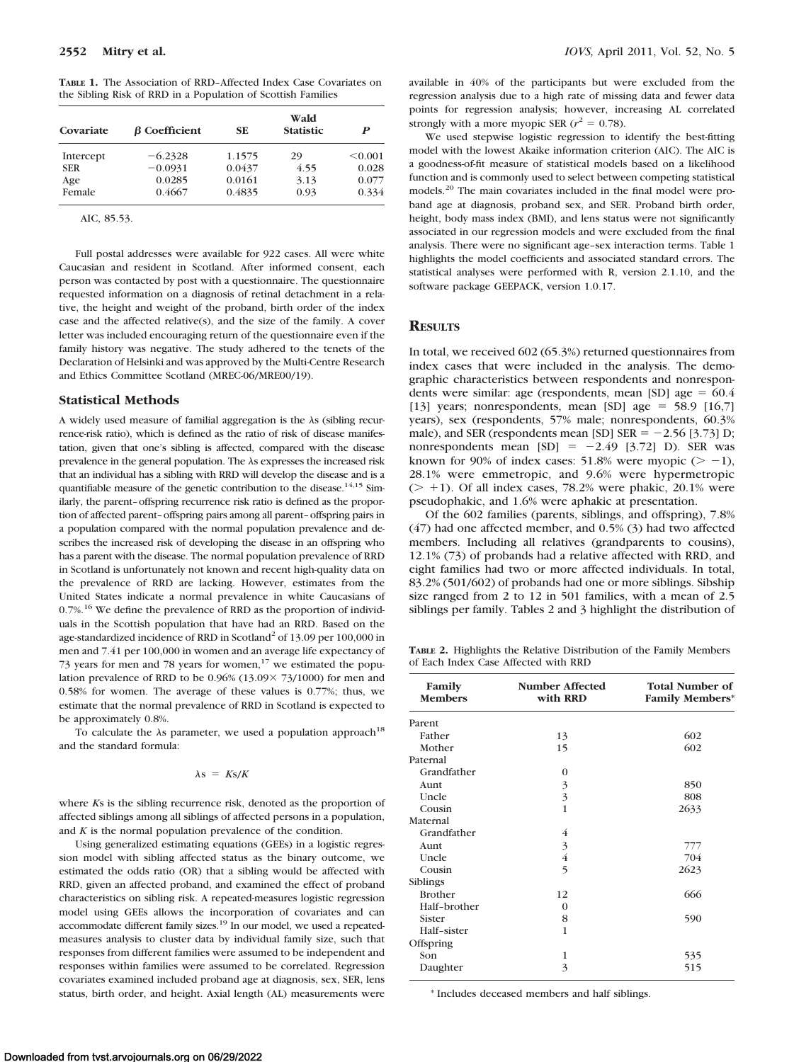**Table 1.** The Association of RRD–Affected Index Case Covariates on the Sibling Risk of RRD in a Population of Scottish Families

| Covariate | β Coefficient | SE | Wald Statistic | P |
|---|---|---|---|---|
| Intercept | −6.2328 | 1.1575 | 29 | <0.001 |
| SER | −0.0931 | 0.0437 | 4.55 | 0.028 |
| Age | 0.0285 | 0.0161 | 3.13 | 0.077 |
| Female | 0.4667 | 0.4835 | 0.93 | 0.334 |

AIC, 85.53.

Full postal addresses were available for 922 cases. All were white Caucasian and resident in Scotland. After informed consent, each person was contacted by post with a questionnaire. The questionnaire requested information on a diagnosis of retinal detachment in a relative, the height and weight of the proband, birth order of the index case and the affected relative(s), and the size of the family. A cover letter was included encouraging return of the questionnaire even if the family history was negative. The study adhered to the tenets of the Declaration of Helsinki and was approved by the Multi-Centre Research and Ethics Committee Scotland (MREC-06/MRE00/19).

### Statistical Methods

A widely used measure of familial aggregation is the λs (sibling recurrence-risk ratio), which is defined as the ratio of risk of disease manifestation, given that one's sibling is affected, compared with the disease prevalence in the general population. The λs expresses the increased risk that an individual has a sibling with RRD will develop the disease and is a quantifiable measure of the genetic contribution to the disease.[14,15] Similarly, the parent–offspring recurrence risk ratio is defined as the proportion of affected parent–offspring pairs among all parent–offspring pairs in a population compared with the normal population prevalence and describes the increased risk of developing the disease in an offspring who has a parent with the disease. The normal population prevalence of RRD in Scotland is unfortunately not known and recent high-quality data on the prevalence of RRD are lacking. However, estimates from the United States indicate a normal prevalence in white Caucasians of 0.7%.[16] We define the prevalence of RRD as the proportion of individuals in the Scottish population that have had an RRD. Based on the age-standardized incidence of RRD in Scotland[2] of 13.09 per 100,000 in men and 7.41 per 100,000 in women and an average life expectancy of 73 years for men and 78 years for women,[17] we estimated the population prevalence of RRD to be 0.96% (13.09× 73/1000) for men and 0.58% for women. The average of these values is 0.77%; thus, we estimate that the normal prevalence of RRD in Scotland is expected to be approximately 0.8%.

To calculate the λs parameter, we used a population approach[18] and the standard formula:

$$\lambda s = Ks/K$$

where *Ks* is the sibling recurrence risk, denoted as the proportion of affected siblings among all siblings of affected persons in a population, and *K* is the normal population prevalence of the condition.

Using generalized estimating equations (GEEs) in a logistic regression model with sibling affected status as the binary outcome, we estimated the odds ratio (OR) that a sibling would be affected with RRD, given an affected proband, and examined the effect of proband characteristics on sibling risk. A repeated-measures logistic regression model using GEEs allows the incorporation of covariates and can accommodate different family sizes.[19] In our model, we used a repeated-measures analysis to cluster data by individual family size, such that responses from different families were assumed to be independent and responses within families were assumed to be correlated. Regression covariates examined included proband age at diagnosis, sex, SER, lens status, birth order, and height. Axial length (AL) measurements were available in 40% of the participants but were excluded from the regression analysis due to a high rate of missing data and fewer data points for regression analysis; however, increasing AL correlated strongly with a more myopic SER ($r^2 = 0.78$).

We used stepwise logistic regression to identify the best-fitting model with the lowest Akaike information criterion (AIC). The AIC is a goodness-of-fit measure of statistical models based on a likelihood function and is commonly used to select between competing statistical models.[20] The main covariates included in the final model were proband age at diagnosis, proband sex, and SER. Proband birth order, height, body mass index (BMI), and lens status were not significantly associated in our regression models and were excluded from the final analysis. There were no significant age–sex interaction terms. Table 1 highlights the model coefficients and associated standard errors. The statistical analyses were performed with R, version 2.1.10, and the software package GEEPACK, version 1.0.17.

## Results

In total, we received 602 (65.3%) returned questionnaires from index cases that were included in the analysis. The demographic characteristics between respondents and nonrespondents were similar: age (respondents, mean [SD] age = 60.4 [13] years; nonrespondents, mean [SD] age = 58.9 [16,7] years), sex (respondents, 57% male; nonrespondents, 60.3% male), and SER (respondents mean [SD] SER = −2.56 [3.73] D; nonrespondents mean [SD] = −2.49 [3.72] D). SER was known for 90% of index cases: 51.8% were myopic (> −1), 28.1% were emmetropic, and 9.6% were hypermetropic (> +1). Of all index cases, 78.2% were phakic, 20.1% were pseudophakic, and 1.6% were aphakic at presentation.

Of the 602 families (parents, siblings, and offspring), 7.8% (47) had one affected member, and 0.5% (3) had two affected members. Including all relatives (grandparents to cousins), 12.1% (73) of probands had a relative affected with RRD, and eight families had two or more affected individuals. In total, 83.2% (501/602) of probands had one or more siblings. Sibship size ranged from 2 to 12 in 501 families, with a mean of 2.5 siblings per family. Tables 2 and 3 highlight the distribution of

**Table 2.** Highlights the Relative Distribution of the Family Members of Each Index Case Affected with RRD

| Family Members | Number Affected with RRD | Total Number of Family Members* |
|---|---|---|
| Parent | | |
| Father | 13 | 602 |
| Mother | 15 | 602 |
| Paternal | | |
| Grandfather | 0 | |
| Aunt | 3 | 850 |
| Uncle | 3 | 808 |
| Cousin | 1 | 2633 |
| Maternal | | |
| Grandfather | 4 | |
| Aunt | 3 | 777 |
| Uncle | 4 | 704 |
| Cousin | 5 | 2623 |
| Siblings | | |
| Brother | 12 | 666 |
| Half–brother | 0 | |
| Sister | 8 | 590 |
| Half–sister | 1 | |
| Offspring | | |
| Son | 1 | 535 |
| Daughter | 3 | 515 |

\* Includes deceased members and half siblings.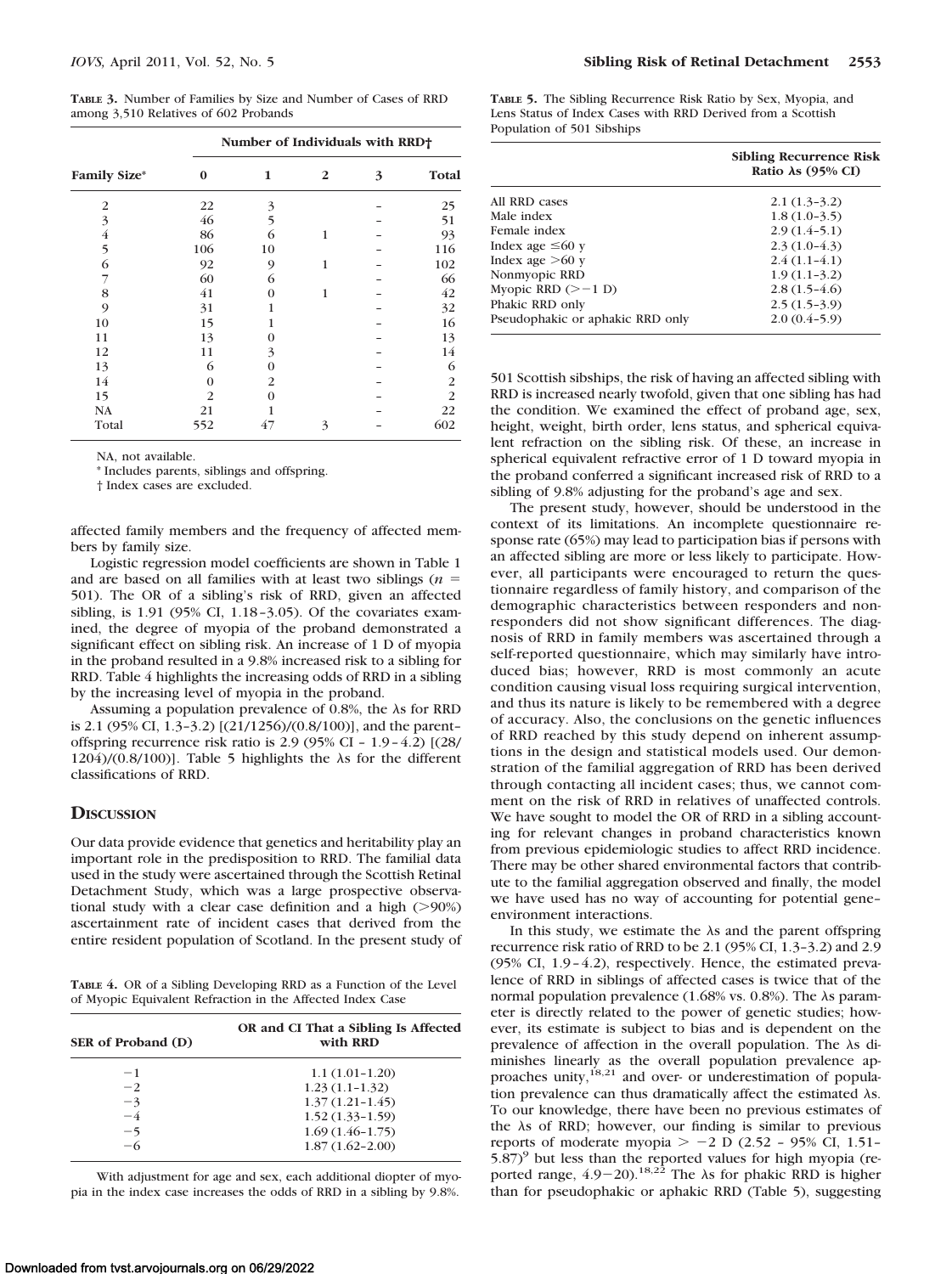**TABLE 3.** Number of Families by Size and Number of Cases of RRD among 3,510 Relatives of 602 Probands

| Family Size* | Number of Individuals with RRD† | | | | |
|---|---|---|---|---|---|
| | 0 | 1 | 2 | 3 | Total |
| 2 | 22 | 3 | | – | 25 |
| 3 | 46 | 5 | | – | 51 |
| 4 | 86 | 6 | 1 | – | 93 |
| 5 | 106 | 10 | | – | 116 |
| 6 | 92 | 9 | 1 | – | 102 |
| 7 | 60 | 6 | | – | 66 |
| 8 | 41 | 0 | 1 | – | 42 |
| 9 | 31 | 1 | | – | 32 |
| 10 | 15 | 1 | | – | 16 |
| 11 | 13 | 0 | | – | 13 |
| 12 | 11 | 3 | | – | 14 |
| 13 | 6 | 0 | | – | 6 |
| 14 | 0 | 2 | | – | 2 |
| 15 | 2 | 0 | | – | 2 |
| NA | 21 | 1 | | – | 22 |
| Total | 552 | 47 | 3 | – | 602 |

NA, not available.

* Includes parents, siblings and offspring.

† Index cases are excluded.

affected family members and the frequency of affected members by family size.

Logistic regression model coefficients are shown in Table 1 and are based on all families with at least two siblings ($n = 501$). The OR of a sibling's risk of RRD, given an affected sibling, is 1.91 (95% CI, 1.18–3.05). Of the covariates examined, the degree of myopia of the proband demonstrated a significant effect on sibling risk. An increase of 1 D of myopia in the proband resulted in a 9.8% increased risk to a sibling for RRD. Table 4 highlights the increasing odds of RRD in a sibling by the increasing level of myopia in the proband.

Assuming a population prevalence of 0.8%, the λs for RRD is 2.1 (95% CI, 1.3–3.2) [(21/1256)/(0.8/100)], and the parent–offspring recurrence risk ratio is 2.9 (95% CI – 1.9–4.2) [(28/1204)/(0.8/100)]. Table 5 highlights the λs for the different classifications of RRD.

## DISCUSSION

Our data provide evidence that genetics and heritability play an important role in the predisposition to RRD. The familial data used in the study were ascertained through the Scottish Retinal Detachment Study, which was a large prospective observational study with a clear case definition and a high (>90%) ascertainment rate of incident cases that derived from the entire resident population of Scotland. In the present study of 501 Scottish sibships, the risk of having an affected sibling with RRD is increased nearly twofold, given that one sibling has had the condition. We examined the effect of proband age, sex, height, weight, birth order, lens status, and spherical equivalent refraction on the sibling risk. Of these, an increase in spherical equivalent refractive error of 1 D toward myopia in the proband conferred a significant increased risk of RRD to a sibling of 9.8% adjusting for the proband's age and sex.

**TABLE 4.** OR of a Sibling Developing RRD as a Function of the Level of Myopic Equivalent Refraction in the Affected Index Case

| SER of Proband (D) | OR and CI That a Sibling Is Affected with RRD |
|---|---|
| −1 | 1.1 (1.01–1.20) |
| −2 | 1.23 (1.1–1.32) |
| −3 | 1.37 (1.21–1.45) |
| −4 | 1.52 (1.33–1.59) |
| −5 | 1.69 (1.46–1.75) |
| −6 | 1.87 (1.62–2.00) |

With adjustment for age and sex, each additional diopter of myopia in the index case increases the odds of RRD in a sibling by 9.8%.

**TABLE 5.** The Sibling Recurrence Risk Ratio by Sex, Myopia, and Lens Status of Index Cases with RRD Derived from a Scottish Population of 501 Sibships

| | Sibling Recurrence Risk Ratio λs (95% CI) |
|---|---|
| All RRD cases | 2.1 (1.3–3.2) |
| Male index | 1.8 (1.0–3.5) |
| Female index | 2.9 (1.4–5.1) |
| Index age ≤60 y | 2.3 (1.0–4.3) |
| Index age >60 y | 2.4 (1.1–4.1) |
| Nonmyopic RRD | 1.9 (1.1–3.2) |
| Myopic RRD (>−1 D) | 2.8 (1.5–4.6) |
| Phakic RRD only | 2.5 (1.5–3.9) |
| Pseudophakic or aphakic RRD only | 2.0 (0.4–5.9) |

The present study, however, should be understood in the context of its limitations. An incomplete questionnaire response rate (65%) may lead to participation bias if persons with an affected sibling are more or less likely to participate. However, all participants were encouraged to return the questionnaire regardless of family history, and comparison of the demographic characteristics between responders and nonresponders did not show significant differences. The diagnosis of RRD in family members was ascertained through a self-reported questionnaire, which may similarly have introduced bias; however, RRD is most commonly an acute condition causing visual loss requiring surgical intervention, and thus its nature is likely to be remembered with a degree of accuracy. Also, the conclusions on the genetic influences of RRD reached by this study depend on inherent assumptions in the design and statistical models used. Our demonstration of the familial aggregation of RRD has been derived through contacting all incident cases; thus, we cannot comment on the risk of RRD in relatives of unaffected controls. We have sought to model the OR of RRD in a sibling accounting for relevant changes in proband characteristics known from previous epidemiologic studies to affect RRD incidence. There may be other shared environmental factors that contribute to the familial aggregation observed and finally, the model we have used has no way of accounting for potential gene–environment interactions.

In this study, we estimate the λs and the parent offspring recurrence risk ratio of RRD to be 2.1 (95% CI, 1.3–3.2) and 2.9 (95% CI, 1.9–4.2), respectively. Hence, the estimated prevalence of RRD in siblings of affected cases is twice that of the normal population prevalence (1.68% vs. 0.8%). The λs parameter is directly related to the power of genetic studies; however, its estimate is subject to bias and is dependent on the prevalence of affection in the overall population. The λs diminishes linearly as the overall population prevalence approaches unity,[18,21] and over- or underestimation of population prevalence can thus dramatically affect the estimated λs. To our knowledge, there have been no previous estimates of the λs of RRD; however, our finding is similar to previous reports of moderate myopia > −2 D (2.52 – 95% CI, 1.51–5.87)[9] but less than the reported values for high myopia (reported range, 4.9–20).[18,22] The λs for phakic RRD is higher than for pseudophakic or aphakic RRD (Table 5), suggesting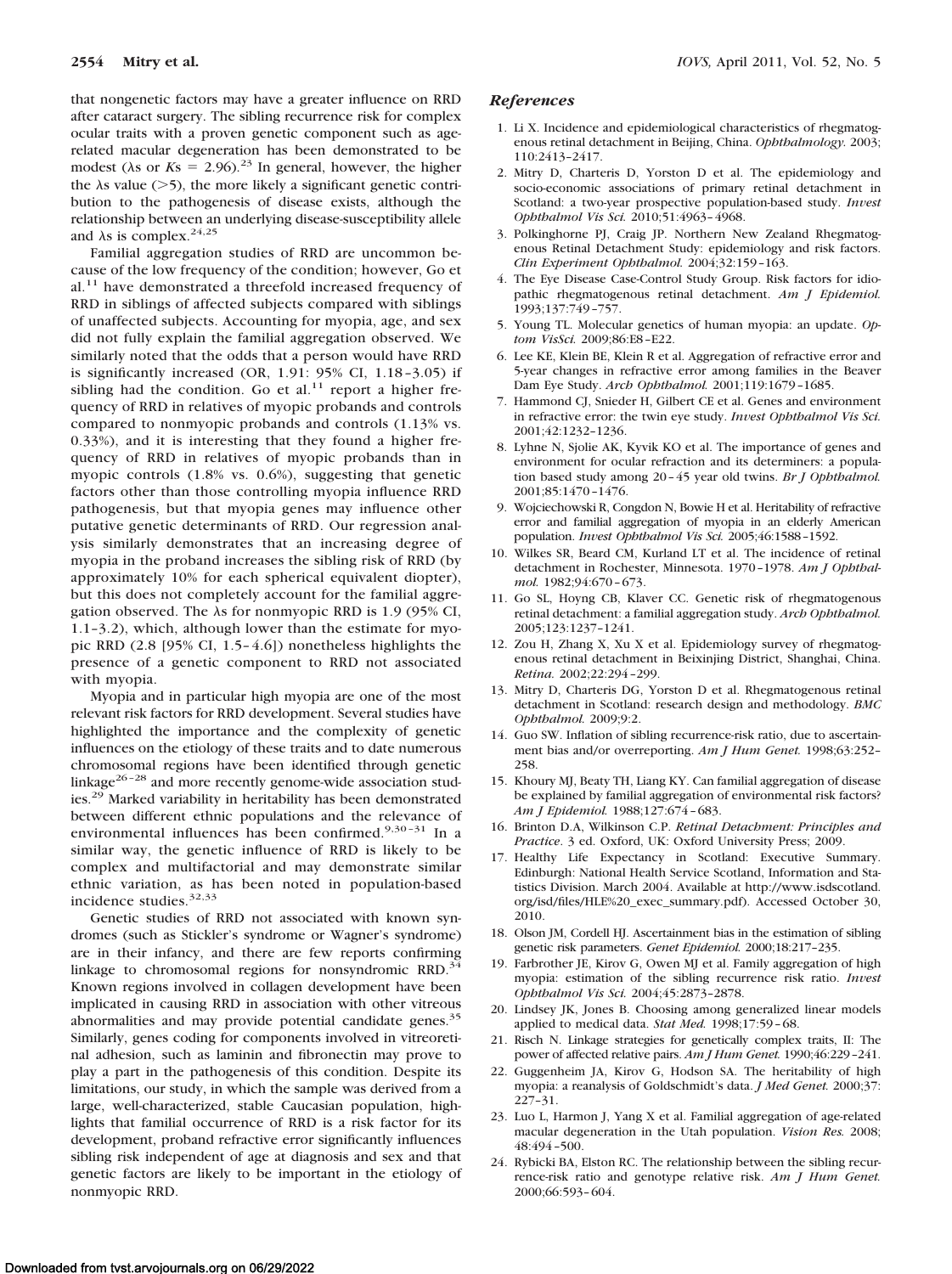that nongenetic factors may have a greater influence on RRD after cataract surgery. The sibling recurrence risk for complex ocular traits with a proven genetic component such as age-related macular degeneration has been demonstrated to be modest ($\lambda$s or $K$s = 2.96).[23] In general, however, the higher the $\lambda$s value (>5), the more likely a significant genetic contribution to the pathogenesis of disease exists, although the relationship between an underlying disease-susceptibility allele and $\lambda$s is complex.[24,25]

Familial aggregation studies of RRD are uncommon because of the low frequency of the condition; however, Go et al.[11] have demonstrated a threefold increased frequency of RRD in siblings of affected subjects compared with siblings of unaffected subjects. Accounting for myopia, age, and sex did not fully explain the familial aggregation observed. We similarly noted that the odds that a person would have RRD is significantly increased (OR, 1.91: 95% CI, 1.18–3.05) if sibling had the condition. Go et al.[11] report a higher frequency of RRD in relatives of myopic probands and controls compared to nonmyopic probands and controls (1.13% vs. 0.33%), and it is interesting that they found a higher frequency of RRD in relatives of myopic probands than in myopic controls (1.8% vs. 0.6%), suggesting that genetic factors other than those controlling myopia influence RRD pathogenesis, but that myopia genes may influence other putative genetic determinants of RRD. Our regression analysis similarly demonstrates that an increasing degree of myopia in the proband increases the sibling risk of RRD (by approximately 10% for each spherical equivalent diopter), but this does not completely account for the familial aggregation observed. The $\lambda$s for nonmyopic RRD is 1.9 (95% CI, 1.1–3.2), which, although lower than the estimate for myopic RRD (2.8 [95% CI, 1.5–4.6]) nonetheless highlights the presence of a genetic component to RRD not associated with myopia.

Myopia and in particular high myopia are one of the most relevant risk factors for RRD development. Several studies have highlighted the importance and the complexity of genetic influences on the etiology of these traits and to date numerous chromosomal regions have been identified through genetic linkage[26–28] and more recently genome-wide association studies.[29] Marked variability in heritability has been demonstrated between different ethnic populations and the relevance of environmental influences has been confirmed.[9,30–31] In a similar way, the genetic influence of RRD is likely to be complex and multifactorial and may demonstrate similar ethnic variation, as has been noted in population-based incidence studies.[32,33]

Genetic studies of RRD not associated with known syndromes (such as Stickler's syndrome or Wagner's syndrome) are in their infancy, and there are few reports confirming linkage to chromosomal regions for nonsyndromic RRD.[34] Known regions involved in collagen development have been implicated in causing RRD in association with other vitreous abnormalities and may provide potential candidate genes.[35] Similarly, genes coding for components involved in vitreoretinal adhesion, such as laminin and fibronectin may prove to play a part in the pathogenesis of this condition. Despite its limitations, our study, in which the sample was derived from a large, well-characterized, stable Caucasian population, highlights that familial occurrence of RRD is a risk factor for its development, proband refractive error significantly influences sibling risk independent of age at diagnosis and sex and that genetic factors are likely to be important in the etiology of nonmyopic RRD.

## *References*

1. Li X. Incidence and epidemiological characteristics of rhegmatogenous retinal detachment in Beijing, China. *Ophthalmology.* 2003;110:2413–2417.
2. Mitry D, Charteris D, Yorston D et al. The epidemiology and socio-economic associations of primary retinal detachment in Scotland: a two-year prospective population-based study. *Invest Ophthalmol Vis Sci.* 2010;51:4963–4968.
3. Polkinghorne PJ, Craig JP. Northern New Zealand Rhegmatogenous Retinal Detachment Study: epidemiology and risk factors. *Clin Experiment Ophthalmol.* 2004;32:159–163.
4. The Eye Disease Case-Control Study Group. Risk factors for idiopathic rhegmatogenous retinal detachment. *Am J Epidemiol.* 1993;137:749–757.
5. Young TL. Molecular genetics of human myopia: an update. *Optom VisSci.* 2009;86:E8–E22.
6. Lee KE, Klein BE, Klein R et al. Aggregation of refractive error and 5-year changes in refractive error among families in the Beaver Dam Eye Study. *Arch Ophthalmol.* 2001;119:1679–1685.
7. Hammond CJ, Snieder H, Gilbert CE et al. Genes and environment in refractive error: the twin eye study. *Invest Ophthalmol Vis Sci.* 2001;42:1232–1236.
8. Lyhne N, Sjolie AK, Kyvik KO et al. The importance of genes and environment for ocular refraction and its determiners: a population based study among 20–45 year old twins. *Br J Ophthalmol.* 2001;85:1470–1476.
9. Wojciechowski R, Congdon N, Bowie H et al. Heritability of refractive error and familial aggregation of myopia in an elderly American population. *Invest Ophthalmol Vis Sci.* 2005;46:1588–1592.
10. Wilkes SR, Beard CM, Kurland LT et al. The incidence of retinal detachment in Rochester, Minnesota. 1970–1978. *Am J Ophthalmol.* 1982;94:670–673.
11. Go SL, Hoyng CB, Klaver CC. Genetic risk of rhegmatogenous retinal detachment: a familial aggregation study. *Arch Ophthalmol.* 2005;123:1237–1241.
12. Zou H, Zhang X, Xu X et al. Epidemiology survey of rhegmatogenous retinal detachment in Beixinjing District, Shanghai, China. *Retina.* 2002;22:294–299.
13. Mitry D, Charteris DG, Yorston D et al. Rhegmatogenous retinal detachment in Scotland: research design and methodology. *BMC Ophthalmol.* 2009;9:2.
14. Guo SW. Inflation of sibling recurrence-risk ratio, due to ascertainment bias and/or overreporting. *Am J Hum Genet.* 1998;63:252–258.
15. Khoury MJ, Beaty TH, Liang KY. Can familial aggregation of disease be explained by familial aggregation of environmental risk factors? *Am J Epidemiol.* 1988;127:674–683.
16. Brinton D.A, Wilkinson C.P. *Retinal Detachment: Principles and Practice*. 3 ed. Oxford, UK: Oxford University Press; 2009.
17. Healthy Life Expectancy in Scotland: Executive Summary. Edinburgh: National Health Service Scotland, Information and Statistics Division. March 2004. Available at http://www.isdscotland.org/isd/files/HLE%20_exec_summary.pdf). Accessed October 30, 2010.
18. Olson JM, Cordell HJ. Ascertainment bias in the estimation of sibling genetic risk parameters. *Genet Epidemiol.* 2000;18:217–235.
19. Farbrother JE, Kirov G, Owen MJ et al. Family aggregation of high myopia: estimation of the sibling recurrence risk ratio. *Invest Ophthalmol Vis Sci.* 2004;45:2873–2878.
20. Lindsey JK, Jones B. Choosing among generalized linear models applied to medical data. *Stat Med.* 1998;17:59–68.
21. Risch N. Linkage strategies for genetically complex traits, II: The power of affected relative pairs. *Am J Hum Genet.* 1990;46:229–241.
22. Guggenheim JA, Kirov G, Hodson SA. The heritability of high myopia: a reanalysis of Goldschmidt's data. *J Med Genet.* 2000;37:227–31.
23. Luo L, Harmon J, Yang X et al. Familial aggregation of age-related macular degeneration in the Utah population. *Vision Res.* 2008;48:494–500.
24. Rybicki BA, Elston RC. The relationship between the sibling recurrence-risk ratio and genotype relative risk. *Am J Hum Genet.* 2000;66:593–604.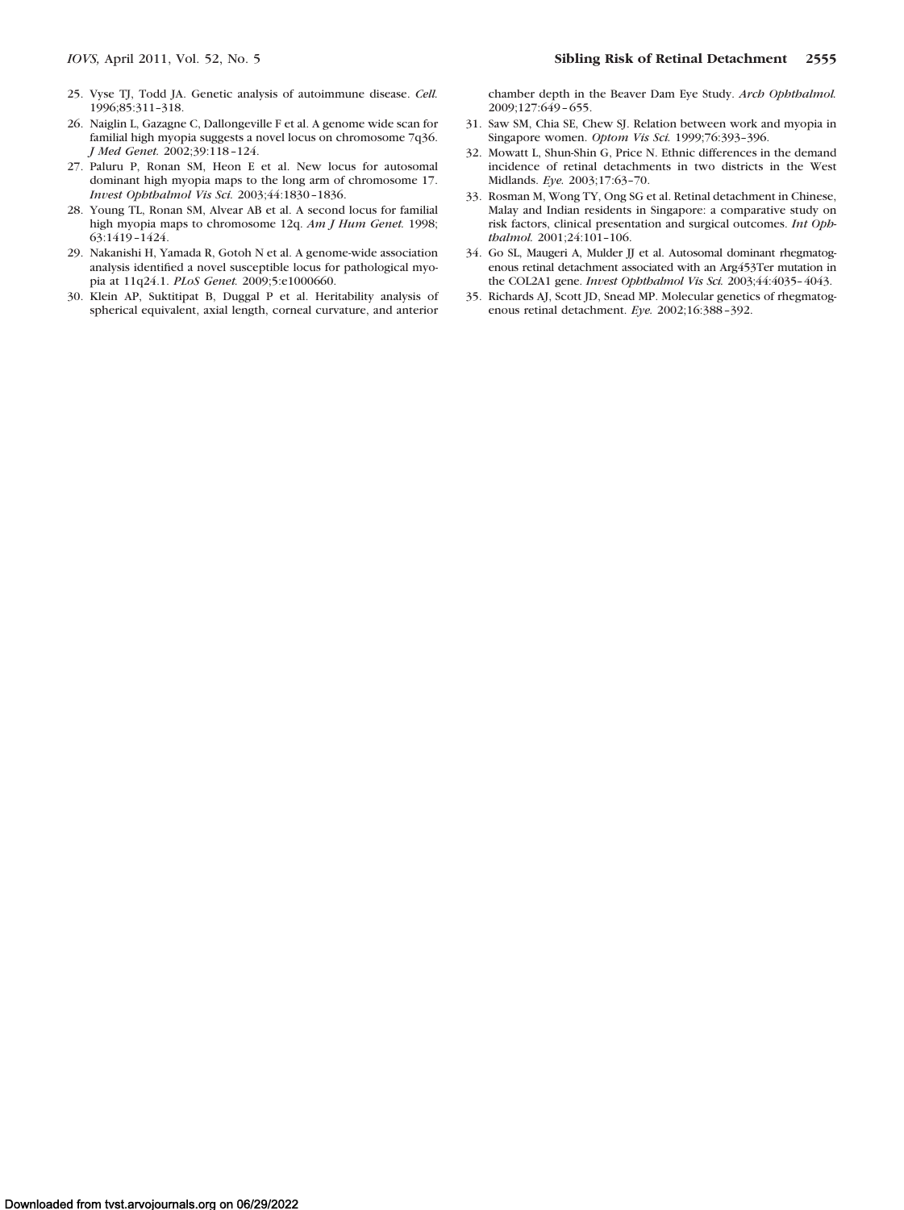25. Vyse TJ, Todd JA. Genetic analysis of autoimmune disease. *Cell.* 1996;85:311–318.
26. Naiglin L, Gazagne C, Dallongeville F et al. A genome wide scan for familial high myopia suggests a novel locus on chromosome 7q36. *J Med Genet.* 2002;39:118–124.
27. Paluru P, Ronan SM, Heon E et al. New locus for autosomal dominant high myopia maps to the long arm of chromosome 17. *Invest Ophthalmol Vis Sci.* 2003;44:1830–1836.
28. Young TL, Ronan SM, Alvear AB et al. A second locus for familial high myopia maps to chromosome 12q. *Am J Hum Genet.* 1998; 63:1419–1424.
29. Nakanishi H, Yamada R, Gotoh N et al. A genome-wide association analysis identified a novel susceptible locus for pathological myopia at 11q24.1. *PLoS Genet.* 2009;5:e1000660.
30. Klein AP, Suktitipat B, Duggal P et al. Heritability analysis of spherical equivalent, axial length, corneal curvature, and anterior chamber depth in the Beaver Dam Eye Study. *Arch Ophthalmol.* 2009;127:649–655.
31. Saw SM, Chia SE, Chew SJ. Relation between work and myopia in Singapore women. *Optom Vis Sci.* 1999;76:393–396.
32. Mowatt L, Shun-Shin G, Price N. Ethnic differences in the demand incidence of retinal detachments in two districts in the West Midlands. *Eye.* 2003;17:63–70.
33. Rosman M, Wong TY, Ong SG et al. Retinal detachment in Chinese, Malay and Indian residents in Singapore: a comparative study on risk factors, clinical presentation and surgical outcomes. *Int Ophthalmol.* 2001;24:101–106.
34. Go SL, Maugeri A, Mulder JJ et al. Autosomal dominant rhegmatogenous retinal detachment associated with an Arg453Ter mutation in the COL2A1 gene. *Invest Ophthalmol Vis Sci.* 2003;44:4035–4043.
35. Richards AJ, Scott JD, Snead MP. Molecular genetics of rhegmatogenous retinal detachment. *Eye.* 2002;16:388–392.